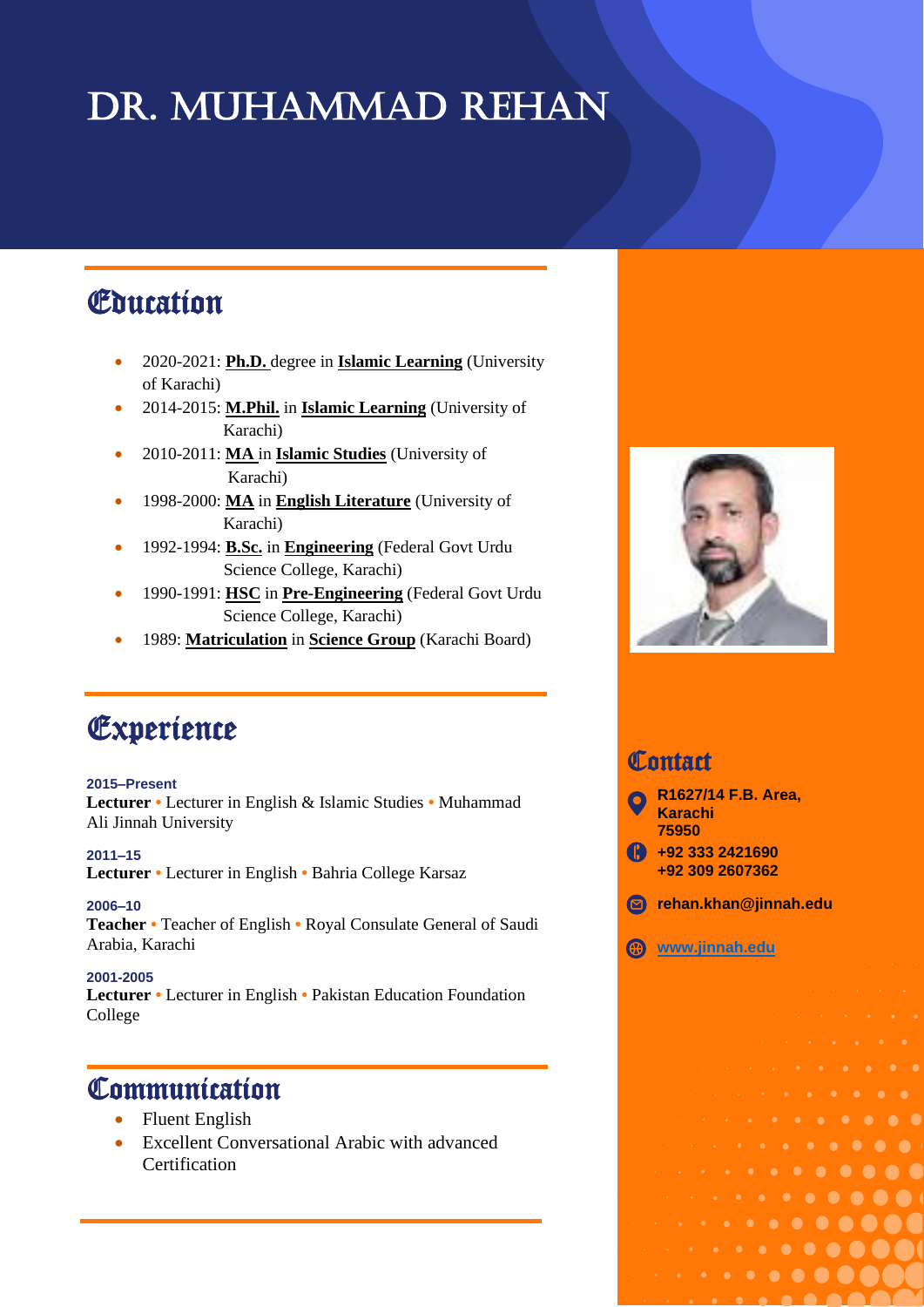# DR. MUHAMMAD REHAN

## Education

- 2020-2021: **Ph.D.** degree in **Islamic Learning** (University of Karachi)
- 2014-2015: **M.Phil.** in **Islamic Learning** (University of Karachi)
- 2010-2011: **MA** in **Islamic Studies** (University of Karachi)
- 1998-2000: **MA** in **English Literature** (University of Karachi)
- 1992-1994: **B.Sc.** in **Engineering** (Federal Govt Urdu Science College, Karachi)
- 1990-1991: **HSC** in **Pre-Engineering** (Federal Govt Urdu Science College, Karachi)
- 1989: **Matriculation** in **Science Group** (Karachi Board)

## Experience

**2015–Present**
**Lecturer** • Lecturer in English & Islamic Studies • Muhammad Ali Jinnah University

**2011–15**
**Lecturer** • Lecturer in English • Bahria College Karsaz

**2006–10**
**Teacher** • Teacher of English • Royal Consulate General of Saudi Arabia, Karachi

**2001-2005**
**Lecturer** • Lecturer in English • Pakistan Education Foundation College

## Communication

- Fluent English
- Excellent Conversational Arabic with advanced Certification

## Contact

**R1627/14 F.B. Area, Karachi 75950**

**+92 333 2421690**
**+92 309 2607362**

**rehan.khan@jinnah.edu**

**www.jinnah.edu**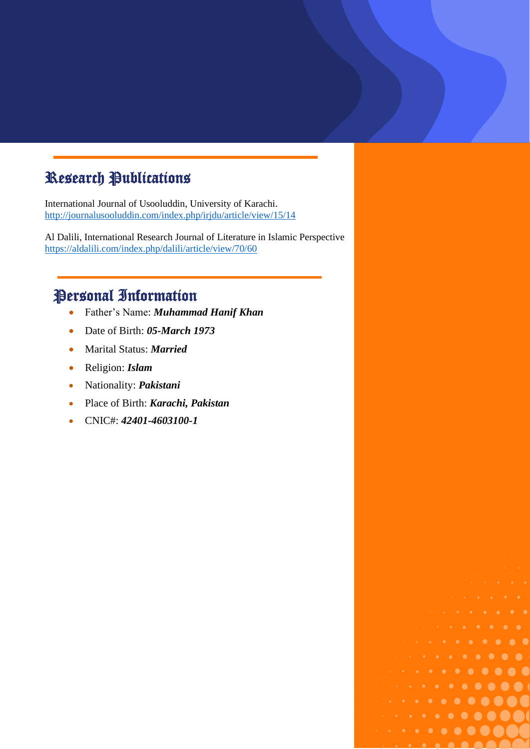## Research Publications

International Journal of Usooluddin, University of Karachi.
http://journalusooluddin.com/index.php/irjdu/article/view/15/14

Al Dalili, International Research Journal of Literature in Islamic Perspective
https://aldalili.com/index.php/dalili/article/view/70/60

## Personal Information

- Father's Name: ***Muhammad Hanif Khan***
- Date of Birth: ***05-March 1973***
- Marital Status: ***Married***
- Religion: ***Islam***
- Nationality: ***Pakistani***
- Place of Birth: ***Karachi, Pakistan***
- CNIC#: ***42401-4603100-1***